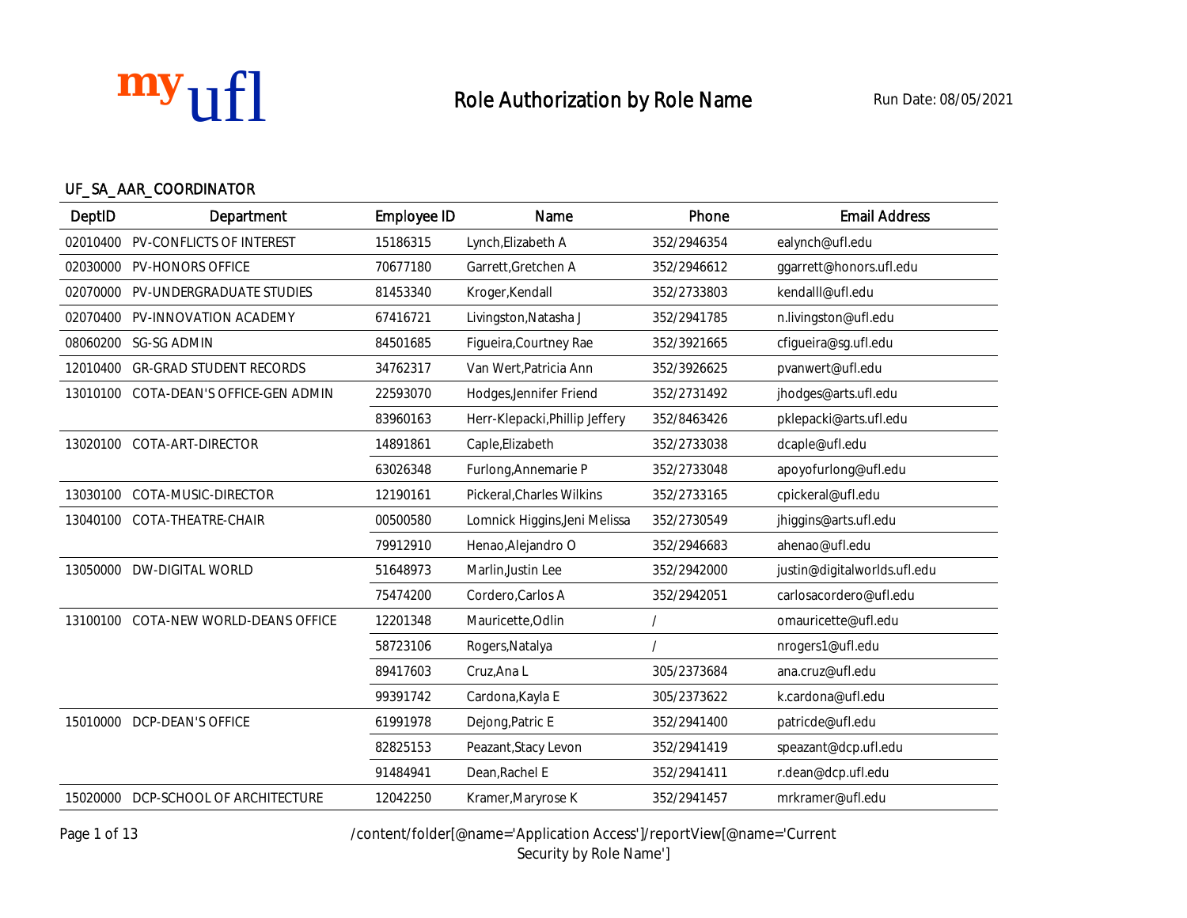myufl

# Role Authorization by Role Name

Run Date: 08/05/2021

## UF_SA_AAR_COORDINATOR

| DeptID | Department | Employee ID | Name | Phone | Email Address |
|---|---|---|---|---|---|
| 02010400 | PV-CONFLICTS OF INTEREST | 15186315 | Lynch,Elizabeth A | 352/2946354 | ealynch@ufl.edu |
| 02030000 | PV-HONORS OFFICE | 70677180 | Garrett,Gretchen A | 352/2946612 | ggarrett@honors.ufl.edu |
| 02070000 | PV-UNDERGRADUATE STUDIES | 81453340 | Kroger,Kendall | 352/2733803 | kendalll@ufl.edu |
| 02070400 | PV-INNOVATION ACADEMY | 67416721 | Livingston,Natasha J | 352/2941785 | n.livingston@ufl.edu |
| 08060200 | SG-SG ADMIN | 84501685 | Figueira,Courtney Rae | 352/3921665 | cfigueira@sg.ufl.edu |
| 12010400 | GR-GRAD STUDENT RECORDS | 34762317 | Van Wert,Patricia Ann | 352/3926625 | pvanwert@ufl.edu |
| 13010100 | COTA-DEAN'S OFFICE-GEN ADMIN | 22593070 | Hodges,Jennifer Friend | 352/2731492 | jhodges@arts.ufl.edu |
| | | 83960163 | Herr-Klepacki,Phillip Jeffery | 352/8463426 | pklepacki@arts.ufl.edu |
| 13020100 | COTA-ART-DIRECTOR | 14891861 | Caple,Elizabeth | 352/2733038 | dcaple@ufl.edu |
| | | 63026348 | Furlong,Annemarie P | 352/2733048 | apoyofurlong@ufl.edu |
| 13030100 | COTA-MUSIC-DIRECTOR | 12190161 | Pickeral,Charles Wilkins | 352/2733165 | cpickeral@ufl.edu |
| 13040100 | COTA-THEATRE-CHAIR | 00500580 | Lomnick Higgins,Jeni Melissa | 352/2730549 | jhiggins@arts.ufl.edu |
| | | 79912910 | Henao,Alejandro O | 352/2946683 | ahenao@ufl.edu |
| 13050000 | DW-DIGITAL WORLD | 51648973 | Marlin,Justin Lee | 352/2942000 | justin@digitalworlds.ufl.edu |
| | | 75474200 | Cordero,Carlos A | 352/2942051 | carlosacordero@ufl.edu |
| 13100100 | COTA-NEW WORLD-DEANS OFFICE | 12201348 | Mauricette,Odlin | / | omauricette@ufl.edu |
| | | 58723106 | Rogers,Natalya | / | nrogers1@ufl.edu |
| | | 89417603 | Cruz,Ana L | 305/2373684 | ana.cruz@ufl.edu |
| | | 99391742 | Cardona,Kayla E | 305/2373622 | k.cardona@ufl.edu |
| 15010000 | DCP-DEAN'S OFFICE | 61991978 | Dejong,Patric E | 352/2941400 | patricde@ufl.edu |
| | | 82825153 | Peazant,Stacy Levon | 352/2941419 | speazant@dcp.ufl.edu |
| | | 91484941 | Dean,Rachel E | 352/2941411 | r.dean@dcp.ufl.edu |
| 15020000 | DCP-SCHOOL OF ARCHITECTURE | 12042250 | Kramer,Maryrose K | 352/2941457 | mrkramer@ufl.edu |

/content/folder[@name='Application Access']/reportView[@name='Current Security by Role Name']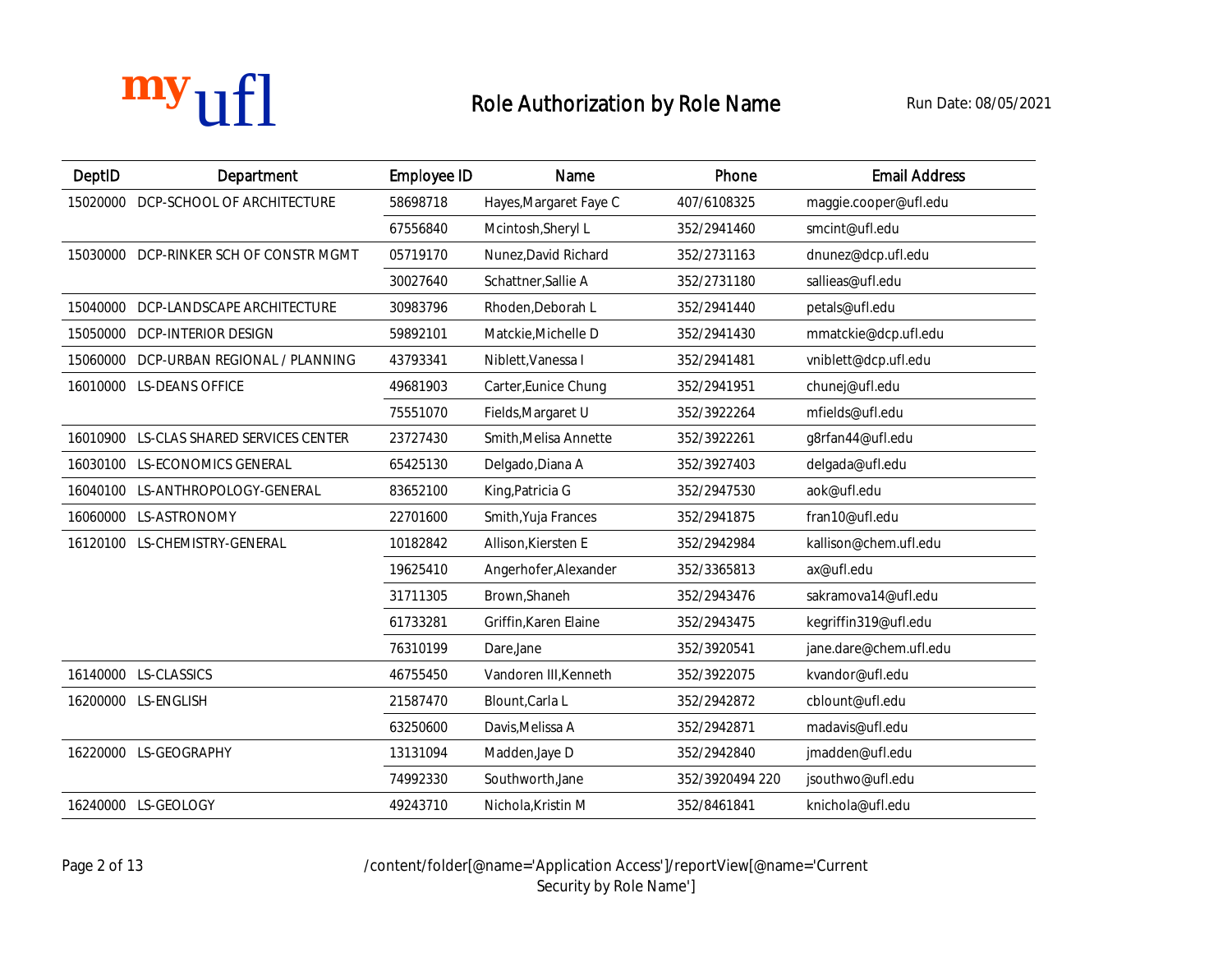myufl

# Role Authorization by Role Name

Run Date: 08/05/2021

| DeptID | Department | Employee ID | Name | Phone | Email Address |
|---|---|---|---|---|---|
| 15020000 | DCP-SCHOOL OF ARCHITECTURE | 58698718 | Hayes,Margaret Faye C | 407/6108325 | maggie.cooper@ufl.edu |
| | | 67556840 | Mcintosh,Sheryl L | 352/2941460 | smcint@ufl.edu |
| 15030000 | DCP-RINKER SCH OF CONSTR MGMT | 05719170 | Nunez,David Richard | 352/2731163 | dnunez@dcp.ufl.edu |
| | | 30027640 | Schattner,Sallie A | 352/2731180 | sallieas@ufl.edu |
| 15040000 | DCP-LANDSCAPE ARCHITECTURE | 30983796 | Rhoden,Deborah L | 352/2941440 | petals@ufl.edu |
| 15050000 | DCP-INTERIOR DESIGN | 59892101 | Matckie,Michelle D | 352/2941430 | mmatckie@dcp.ufl.edu |
| 15060000 | DCP-URBAN REGIONAL / PLANNING | 43793341 | Niblett,Vanessa I | 352/2941481 | vniblett@dcp.ufl.edu |
| 16010000 | LS-DEANS OFFICE | 49681903 | Carter,Eunice Chung | 352/2941951 | chunej@ufl.edu |
| | | 75551070 | Fields,Margaret U | 352/3922264 | mfields@ufl.edu |
| 16010900 | LS-CLAS SHARED SERVICES CENTER | 23727430 | Smith,Melisa Annette | 352/3922261 | g8rfan44@ufl.edu |
| 16030100 | LS-ECONOMICS GENERAL | 65425130 | Delgado,Diana A | 352/3927403 | delgada@ufl.edu |
| 16040100 | LS-ANTHROPOLOGY-GENERAL | 83652100 | King,Patricia G | 352/2947530 | aok@ufl.edu |
| 16060000 | LS-ASTRONOMY | 22701600 | Smith,Yuja Frances | 352/2941875 | fran10@ufl.edu |
| 16120100 | LS-CHEMISTRY-GENERAL | 10182842 | Allison,Kiersten E | 352/2942984 | kallison@chem.ufl.edu |
| | | 19625410 | Angerhofer,Alexander | 352/3365813 | ax@ufl.edu |
| | | 31711305 | Brown,Shaneh | 352/2943476 | sakramova14@ufl.edu |
| | | 61733281 | Griffin,Karen Elaine | 352/2943475 | kegriffin319@ufl.edu |
| | | 76310199 | Dare,Jane | 352/3920541 | jane.dare@chem.ufl.edu |
| 16140000 | LS-CLASSICS | 46755450 | Vandoren III,Kenneth | 352/3922075 | kvandor@ufl.edu |
| 16200000 | LS-ENGLISH | 21587470 | Blount,Carla L | 352/2942872 | cblount@ufl.edu |
| | | 63250600 | Davis,Melissa A | 352/2942871 | madavis@ufl.edu |
| 16220000 | LS-GEOGRAPHY | 13131094 | Madden,Jaye D | 352/2942840 | jmadden@ufl.edu |
| | | 74992330 | Southworth,Jane | 352/3920494 220 | jsouthwo@ufl.edu |
| 16240000 | LS-GEOLOGY | 49243710 | Nichola,Kristin M | 352/8461841 | knichola@ufl.edu |

/content/folder[@name='Application Access']/reportView[@name='Current Security by Role Name']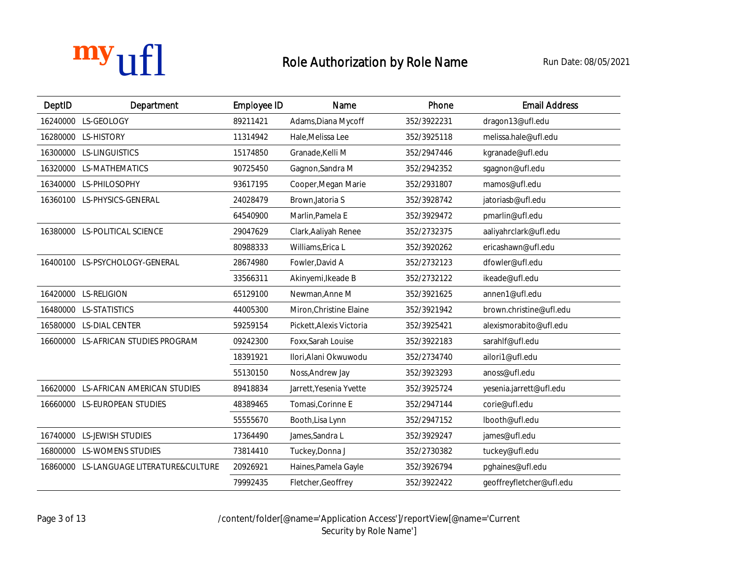# Role Authorization by Role Name

Run Date: 08/05/2021

| DeptID | Department | Employee ID | Name | Phone | Email Address |
|---|---|---|---|---|---|
| 16240000 | LS-GEOLOGY | 89211421 | Adams,Diana Mycoff | 352/3922231 | dragon13@ufl.edu |
| 16280000 | LS-HISTORY | 11314942 | Hale,Melissa Lee | 352/3925118 | melissa.hale@ufl.edu |
| 16300000 | LS-LINGUISTICS | 15174850 | Granade,Kelli M | 352/2947446 | kgranade@ufl.edu |
| 16320000 | LS-MATHEMATICS | 90725450 | Gagnon,Sandra M | 352/2942352 | sgagnon@ufl.edu |
| 16340000 | LS-PHILOSOPHY | 93617195 | Cooper,Megan Marie | 352/2931807 | mamos@ufl.edu |
| 16360100 | LS-PHYSICS-GENERAL | 24028479 | Brown,Jatoria S | 352/3928742 | jatoriasb@ufl.edu |
| | | 64540900 | Marlin,Pamela E | 352/3929472 | pmarlin@ufl.edu |
| 16380000 | LS-POLITICAL SCIENCE | 29047629 | Clark,Aaliyah Renee | 352/2732375 | aaliyahrclark@ufl.edu |
| | | 80988333 | Williams,Erica L | 352/3920262 | ericashawn@ufl.edu |
| 16400100 | LS-PSYCHOLOGY-GENERAL | 28674980 | Fowler,David A | 352/2732123 | dfowler@ufl.edu |
| | | 33566311 | Akinyemi,Ikeade B | 352/2732122 | ikeade@ufl.edu |
| 16420000 | LS-RELIGION | 65129100 | Newman,Anne M | 352/3921625 | annen1@ufl.edu |
| 16480000 | LS-STATISTICS | 44005300 | Miron,Christine Elaine | 352/3921942 | brown.christine@ufl.edu |
| 16580000 | LS-DIAL CENTER | 59259154 | Pickett,Alexis Victoria | 352/3925421 | alexismorabito@ufl.edu |
| 16600000 | LS-AFRICAN STUDIES PROGRAM | 09242300 | Foxx,Sarah Louise | 352/3922183 | sarahlf@ufl.edu |
| | | 18391921 | Ilori,Alani Okwuwodu | 352/2734740 | ailori1@ufl.edu |
| | | 55130150 | Noss,Andrew Jay | 352/3923293 | anoss@ufl.edu |
| 16620000 | LS-AFRICAN AMERICAN STUDIES | 89418834 | Jarrett,Yesenia Yvette | 352/3925724 | yesenia.jarrett@ufl.edu |
| 16660000 | LS-EUROPEAN STUDIES | 48389465 | Tomasi,Corinne E | 352/2947144 | corie@ufl.edu |
| | | 55555670 | Booth,Lisa Lynn | 352/2947152 | lbooth@ufl.edu |
| 16740000 | LS-JEWISH STUDIES | 17364490 | James,Sandra L | 352/3929247 | james@ufl.edu |
| 16800000 | LS-WOMENS STUDIES | 73814410 | Tuckey,Donna J | 352/2730382 | tuckey@ufl.edu |
| 16860000 | LS-LANGUAGE LITERATURE&CULTURE | 20926921 | Haines,Pamela Gayle | 352/3926794 | pghaines@ufl.edu |
| | | 79992435 | Fletcher,Geoffrey | 352/3922422 | geoffreyfletcher@ufl.edu |

/content/folder[@name='Application Access']/reportView[@name='Current Security by Role Name']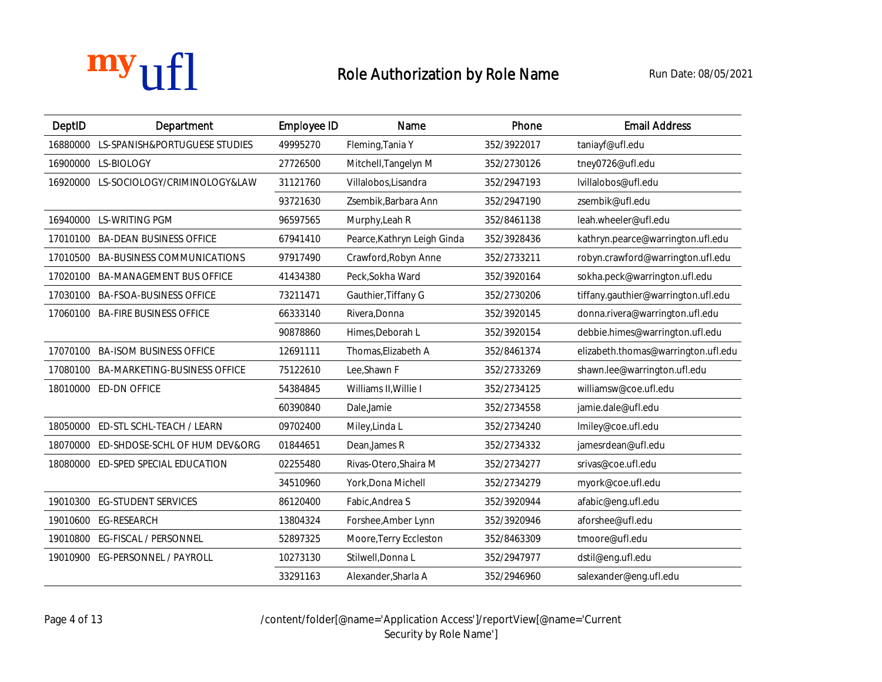myufl

# Role Authorization by Role Name

Run Date: 08/05/2021

| DeptID | Department | Employee ID | Name | Phone | Email Address |
|---|---|---|---|---|---|
| 16880000 | LS-SPANISH&PORTUGUESE STUDIES | 49995270 | Fleming,Tania Y | 352/3922017 | taniayf@ufl.edu |
| 16900000 | LS-BIOLOGY | 27726500 | Mitchell,Tangelyn M | 352/2730126 | tney0726@ufl.edu |
| 16920000 | LS-SOCIOLOGY/CRIMINOLOGY&LAW | 31121760 | Villalobos,Lisandra | 352/2947193 | lvillalobos@ufl.edu |
| | | 93721630 | Zsembik,Barbara Ann | 352/2947190 | zsembik@ufl.edu |
| 16940000 | LS-WRITING PGM | 96597565 | Murphy,Leah R | 352/8461138 | leah.wheeler@ufl.edu |
| 17010100 | BA-DEAN BUSINESS OFFICE | 67941410 | Pearce,Kathryn Leigh Ginda | 352/3928436 | kathryn.pearce@warrington.ufl.edu |
| 17010500 | BA-BUSINESS COMMUNICATIONS | 97917490 | Crawford,Robyn Anne | 352/2733211 | robyn.crawford@warrington.ufl.edu |
| 17020100 | BA-MANAGEMENT BUS OFFICE | 41434380 | Peck,Sokha Ward | 352/3920164 | sokha.peck@warrington.ufl.edu |
| 17030100 | BA-FSOA-BUSINESS OFFICE | 73211471 | Gauthier,Tiffany G | 352/2730206 | tiffany.gauthier@warrington.ufl.edu |
| 17060100 | BA-FIRE BUSINESS OFFICE | 66333140 | Rivera,Donna | 352/3920145 | donna.rivera@warrington.ufl.edu |
| | | 90878860 | Himes,Deborah L | 352/3920154 | debbie.himes@warrington.ufl.edu |
| 17070100 | BA-ISOM BUSINESS OFFICE | 12691111 | Thomas,Elizabeth A | 352/8461374 | elizabeth.thomas@warrington.ufl.edu |
| 17080100 | BA-MARKETING-BUSINESS OFFICE | 75122610 | Lee,Shawn F | 352/2733269 | shawn.lee@warrington.ufl.edu |
| 18010000 | ED-DN OFFICE | 54384845 | Williams II,Willie I | 352/2734125 | williamsw@coe.ufl.edu |
| | | 60390840 | Dale,Jamie | 352/2734558 | jamie.dale@ufl.edu |
| 18050000 | ED-STL SCHL-TEACH / LEARN | 09702400 | Miley,Linda L | 352/2734240 | lmiley@coe.ufl.edu |
| 18070000 | ED-SHDOSE-SCHL OF HUM DEV&ORG | 01844651 | Dean,James R | 352/2734332 | jamesrdean@ufl.edu |
| 18080000 | ED-SPED SPECIAL EDUCATION | 02255480 | Rivas-Otero,Shaira M | 352/2734277 | srivas@coe.ufl.edu |
| | | 34510960 | York,Dona Michell | 352/2734279 | myork@coe.ufl.edu |
| 19010300 | EG-STUDENT SERVICES | 86120400 | Fabic,Andrea S | 352/3920944 | afabic@eng.ufl.edu |
| 19010600 | EG-RESEARCH | 13804324 | Forshee,Amber Lynn | 352/3920946 | aforshee@ufl.edu |
| 19010800 | EG-FISCAL / PERSONNEL | 52897325 | Moore,Terry Eccleston | 352/8463309 | tmoore@ufl.edu |
| 19010900 | EG-PERSONNEL / PAYROLL | 10273130 | Stilwell,Donna L | 352/2947977 | dstil@eng.ufl.edu |
| | | 33291163 | Alexander,Sharla A | 352/2946960 | salexander@eng.ufl.edu |

/content/folder[@name='Application Access']/reportView[@name='Current Security by Role Name']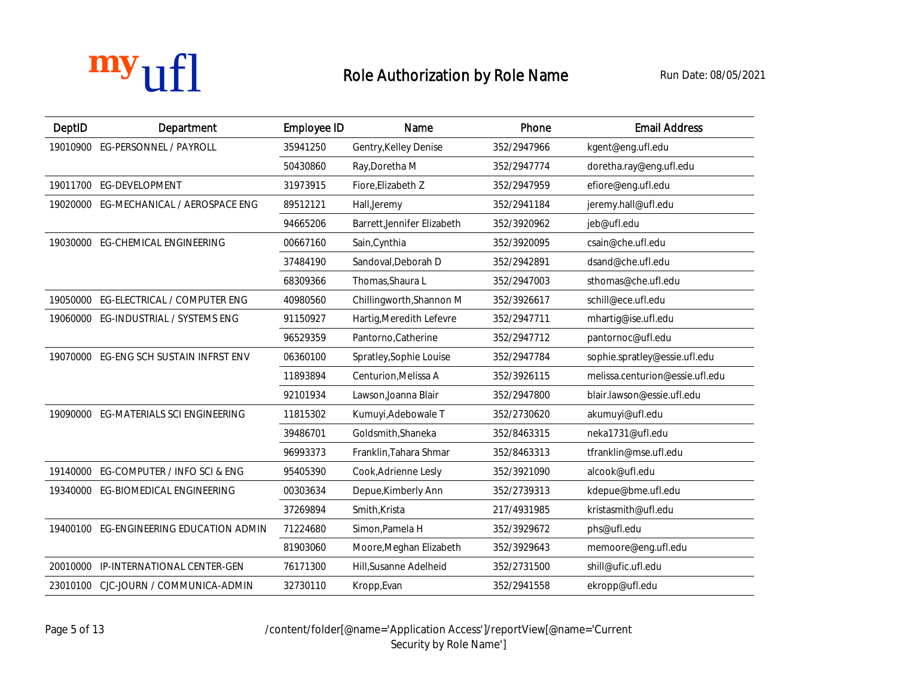myufl

# Role Authorization by Role Name

Run Date: 08/05/2021

| DeptID | Department | Employee ID | Name | Phone | Email Address |
|---|---|---|---|---|---|
| 19010900 | EG-PERSONNEL / PAYROLL | 35941250 | Gentry,Kelley Denise | 352/2947966 | kgent@eng.ufl.edu |
| | | 50430860 | Ray,Doretha M | 352/2947774 | doretha.ray@eng.ufl.edu |
| 19011700 | EG-DEVELOPMENT | 31973915 | Fiore,Elizabeth Z | 352/2947959 | efiore@eng.ufl.edu |
| 19020000 | EG-MECHANICAL / AEROSPACE ENG | 89512121 | Hall,Jeremy | 352/2941184 | jeremy.hall@ufl.edu |
| | | 94665206 | Barrett,Jennifer Elizabeth | 352/3920962 | jeb@ufl.edu |
| 19030000 | EG-CHEMICAL ENGINEERING | 00667160 | Sain,Cynthia | 352/3920095 | csain@che.ufl.edu |
| | | 37484190 | Sandoval,Deborah D | 352/2942891 | dsand@che.ufl.edu |
| | | 68309366 | Thomas,Shaura L | 352/2947003 | sthomas@che.ufl.edu |
| 19050000 | EG-ELECTRICAL / COMPUTER ENG | 40980560 | Chillingworth,Shannon M | 352/3926617 | schill@ece.ufl.edu |
| 19060000 | EG-INDUSTRIAL / SYSTEMS ENG | 91150927 | Hartig,Meredith Lefevre | 352/2947711 | mhartig@ise.ufl.edu |
| | | 96529359 | Pantorno,Catherine | 352/2947712 | pantornoc@ufl.edu |
| 19070000 | EG-ENG SCH SUSTAIN INFRST ENV | 06360100 | Spratley,Sophie Louise | 352/2947784 | sophie.spratley@essie.ufl.edu |
| | | 11893894 | Centurion,Melissa A | 352/3926115 | melissa.centurion@essie.ufl.edu |
| | | 92101934 | Lawson,Joanna Blair | 352/2947800 | blair.lawson@essie.ufl.edu |
| 19090000 | EG-MATERIALS SCI ENGINEERING | 11815302 | Kumuyi,Adebowale T | 352/2730620 | akumuyi@ufl.edu |
| | | 39486701 | Goldsmith,Shaneka | 352/8463315 | neka1731@ufl.edu |
| | | 96993373 | Franklin,Tahara Shmar | 352/8463313 | tfranklin@mse.ufl.edu |
| 19140000 | EG-COMPUTER / INFO SCI & ENG | 95405390 | Cook,Adrienne Lesly | 352/3921090 | alcook@ufl.edu |
| 19340000 | EG-BIOMEDICAL ENGINEERING | 00303634 | Depue,Kimberly Ann | 352/2739313 | kdepue@bme.ufl.edu |
| | | 37269894 | Smith,Krista | 217/4931985 | kristasmith@ufl.edu |
| 19400100 | EG-ENGINEERING EDUCATION ADMIN | 71224680 | Simon,Pamela H | 352/3929672 | phs@ufl.edu |
| | | 81903060 | Moore,Meghan Elizabeth | 352/3929643 | memoore@eng.ufl.edu |
| 20010000 | IP-INTERNATIONAL CENTER-GEN | 76171300 | Hill,Susanne Adelheid | 352/2731500 | shill@ufic.ufl.edu |
| 23010100 | CJC-JOURN / COMMUNICA-ADMIN | 32730110 | Kropp,Evan | 352/2941558 | ekropp@ufl.edu |

/content/folder[@name='Application Access']/reportView[@name='Current Security by Role Name']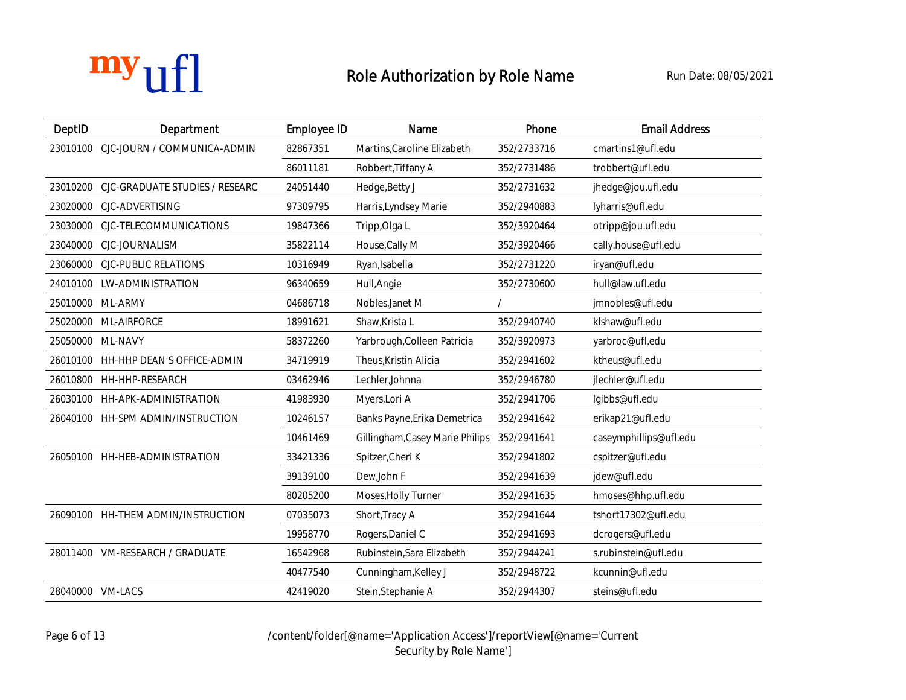# Role Authorization by Role Name

Run Date: 08/05/2021

| DeptID | Department | Employee ID | Name | Phone | Email Address |
|---|---|---|---|---|---|
| 23010100 | CJC-JOURN / COMMUNICA-ADMIN | 82867351 | Martins,Caroline Elizabeth | 352/2733716 | cmartins1@ufl.edu |
| | | 86011181 | Robbert,Tiffany A | 352/2731486 | trobbert@ufl.edu |
| 23010200 | CJC-GRADUATE STUDIES / RESEARC | 24051440 | Hedge,Betty J | 352/2731632 | jhedge@jou.ufl.edu |
| 23020000 | CJC-ADVERTISING | 97309795 | Harris,Lyndsey Marie | 352/2940883 | lyharris@ufl.edu |
| 23030000 | CJC-TELECOMMUNICATIONS | 19847366 | Tripp,Olga L | 352/3920464 | otripp@jou.ufl.edu |
| 23040000 | CJC-JOURNALISM | 35822114 | House,Cally M | 352/3920466 | cally.house@ufl.edu |
| 23060000 | CJC-PUBLIC RELATIONS | 10316949 | Ryan,Isabella | 352/2731220 | iryan@ufl.edu |
| 24010100 | LW-ADMINISTRATION | 96340659 | Hull,Angie | 352/2730600 | hull@law.ufl.edu |
| 25010000 | ML-ARMY | 04686718 | Nobles,Janet M | / | jmnobles@ufl.edu |
| 25020000 | ML-AIRFORCE | 18991621 | Shaw,Krista L | 352/2940740 | klshaw@ufl.edu |
| 25050000 | ML-NAVY | 58372260 | Yarbrough,Colleen Patricia | 352/3920973 | yarbroc@ufl.edu |
| 26010100 | HH-HHP DEAN'S OFFICE-ADMIN | 34719919 | Theus,Kristin Alicia | 352/2941602 | ktheus@ufl.edu |
| 26010800 | HH-HHP-RESEARCH | 03462946 | Lechler,Johnna | 352/2946780 | jlechler@ufl.edu |
| 26030100 | HH-APK-ADMINISTRATION | 41983930 | Myers,Lori A | 352/2941706 | lgibbs@ufl.edu |
| 26040100 | HH-SPM ADMIN/INSTRUCTION | 10246157 | Banks Payne,Erika Demetrica | 352/2941642 | erikap21@ufl.edu |
| | | 10461469 | Gillingham,Casey Marie Philips | 352/2941641 | caseymphillips@ufl.edu |
| 26050100 | HH-HEB-ADMINISTRATION | 33421336 | Spitzer,Cheri K | 352/2941802 | cspitzer@ufl.edu |
| | | 39139100 | Dew,John F | 352/2941639 | jdew@ufl.edu |
| | | 80205200 | Moses,Holly Turner | 352/2941635 | hmoses@hhp.ufl.edu |
| 26090100 | HH-THEM ADMIN/INSTRUCTION | 07035073 | Short,Tracy A | 352/2941644 | tshort17302@ufl.edu |
| | | 19958770 | Rogers,Daniel C | 352/2941693 | dcrogers@ufl.edu |
| 28011400 | VM-RESEARCH / GRADUATE | 16542968 | Rubinstein,Sara Elizabeth | 352/2944241 | s.rubinstein@ufl.edu |
| | | 40477540 | Cunningham,Kelley J | 352/2948722 | kcunnin@ufl.edu |
| 28040000 | VM-LACS | 42419020 | Stein,Stephanie A | 352/2944307 | steins@ufl.edu |

/content/folder[@name='Application Access']/reportView[@name='Current Security by Role Name']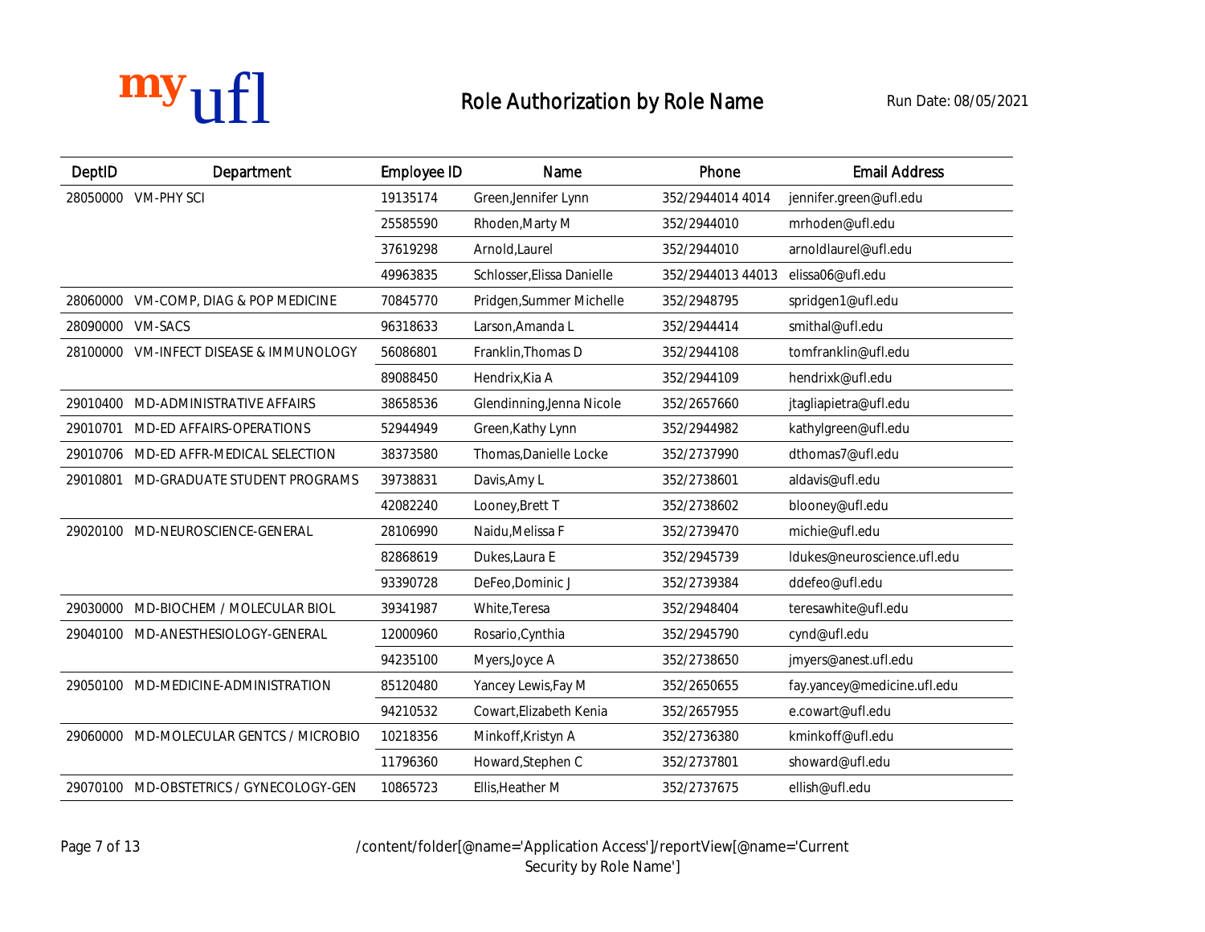# Role Authorization by Role Name

Run Date: 08/05/2021

| DeptID | Department | Employee ID | Name | Phone | Email Address |
|---|---|---|---|---|---|
| 28050000 | VM-PHY SCI | 19135174 | Green,Jennifer Lynn | 352/2944014 4014 | jennifer.green@ufl.edu |
| | | 25585590 | Rhoden,Marty M | 352/2944010 | mrhoden@ufl.edu |
| | | 37619298 | Arnold,Laurel | 352/2944010 | arnoldlaurel@ufl.edu |
| | | 49963835 | Schlosser,Elissa Danielle | 352/2944013 44013 | elissa06@ufl.edu |
| 28060000 | VM-COMP, DIAG & POP MEDICINE | 70845770 | Pridgen,Summer Michelle | 352/2948795 | spridgen1@ufl.edu |
| 28090000 | VM-SACS | 96318633 | Larson,Amanda L | 352/2944414 | smithal@ufl.edu |
| 28100000 | VM-INFECT DISEASE & IMMUNOLOGY | 56086801 | Franklin,Thomas D | 352/2944108 | tomfranklin@ufl.edu |
| | | 89088450 | Hendrix,Kia A | 352/2944109 | hendrixk@ufl.edu |
| 29010400 | MD-ADMINISTRATIVE AFFAIRS | 38658536 | Glendinning,Jenna Nicole | 352/2657660 | jtagliapietra@ufl.edu |
| 29010701 | MD-ED AFFAIRS-OPERATIONS | 52944949 | Green,Kathy Lynn | 352/2944982 | kathylgreen@ufl.edu |
| 29010706 | MD-ED AFFR-MEDICAL SELECTION | 38373580 | Thomas,Danielle Locke | 352/2737990 | dthomas7@ufl.edu |
| 29010801 | MD-GRADUATE STUDENT PROGRAMS | 39738831 | Davis,Amy L | 352/2738601 | aldavis@ufl.edu |
| | | 42082240 | Looney,Brett T | 352/2738602 | blooney@ufl.edu |
| 29020100 | MD-NEUROSCIENCE-GENERAL | 28106990 | Naidu,Melissa F | 352/2739470 | michie@ufl.edu |
| | | 82868619 | Dukes,Laura E | 352/2945739 | ldukes@neuroscience.ufl.edu |
| | | 93390728 | DeFeo,Dominic J | 352/2739384 | ddefeo@ufl.edu |
| 29030000 | MD-BIOCHEM / MOLECULAR BIOL | 39341987 | White,Teresa | 352/2948404 | teresawhite@ufl.edu |
| 29040100 | MD-ANESTHESIOLOGY-GENERAL | 12000960 | Rosario,Cynthia | 352/2945790 | cynd@ufl.edu |
| | | 94235100 | Myers,Joyce A | 352/2738650 | jmyers@anest.ufl.edu |
| 29050100 | MD-MEDICINE-ADMINISTRATION | 85120480 | Yancey Lewis,Fay M | 352/2650655 | fay.yancey@medicine.ufl.edu |
| | | 94210532 | Cowart,Elizabeth Kenia | 352/2657955 | e.cowart@ufl.edu |
| 29060000 | MD-MOLECULAR GENTCS / MICROBIO | 10218356 | Minkoff,Kristyn A | 352/2736380 | kminkoff@ufl.edu |
| | | 11796360 | Howard,Stephen C | 352/2737801 | showard@ufl.edu |
| 29070100 | MD-OBSTETRICS / GYNECOLOGY-GEN | 10865723 | Ellis,Heather M | 352/2737675 | ellish@ufl.edu |

/content/folder[@name='Application Access']/reportView[@name='Current Security by Role Name']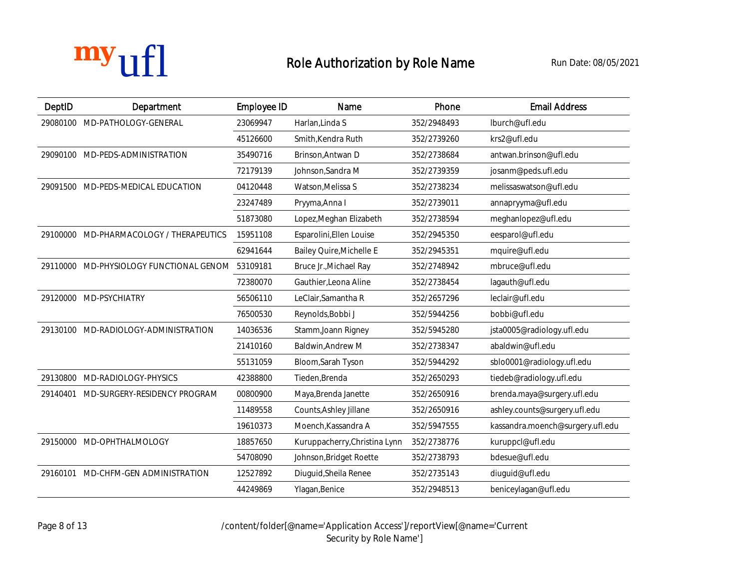# Role Authorization by Role Name

Run Date: 08/05/2021

| DeptID | Department | Employee ID | Name | Phone | Email Address |
|---|---|---|---|---|---|
| 29080100 | MD-PATHOLOGY-GENERAL | 23069947 | Harlan,Linda S | 352/2948493 | lburch@ufl.edu |
| | | 45126600 | Smith,Kendra Ruth | 352/2739260 | krs2@ufl.edu |
| 29090100 | MD-PEDS-ADMINISTRATION | 35490716 | Brinson,Antwan D | 352/2738684 | antwan.brinson@ufl.edu |
| | | 72179139 | Johnson,Sandra M | 352/2739359 | josanm@peds.ufl.edu |
| 29091500 | MD-PEDS-MEDICAL EDUCATION | 04120448 | Watson,Melissa S | 352/2738234 | melissaswatson@ufl.edu |
| | | 23247489 | Pryyma,Anna I | 352/2739011 | annapryyma@ufl.edu |
| | | 51873080 | Lopez,Meghan Elizabeth | 352/2738594 | meghanlopez@ufl.edu |
| 29100000 | MD-PHARMACOLOGY / THERAPEUTICS | 15951108 | Esparolini,Ellen Louise | 352/2945350 | eesparol@ufl.edu |
| | | 62941644 | Bailey Quire,Michelle E | 352/2945351 | mquire@ufl.edu |
| 29110000 | MD-PHYSIOLOGY FUNCTIONAL GENOM | 53109181 | Bruce Jr.,Michael Ray | 352/2748942 | mbruce@ufl.edu |
| | | 72380070 | Gauthier,Leona Aline | 352/2738454 | lagauth@ufl.edu |
| 29120000 | MD-PSYCHIATRY | 56506110 | LeClair,Samantha R | 352/2657296 | leclair@ufl.edu |
| | | 76500530 | Reynolds,Bobbi J | 352/5944256 | bobbi@ufl.edu |
| 29130100 | MD-RADIOLOGY-ADMINISTRATION | 14036536 | Stamm,Joann Rigney | 352/5945280 | jsta0005@radiology.ufl.edu |
| | | 21410160 | Baldwin,Andrew M | 352/2738347 | abaldwin@ufl.edu |
| | | 55131059 | Bloom,Sarah Tyson | 352/5944292 | sblo0001@radiology.ufl.edu |
| 29130800 | MD-RADIOLOGY-PHYSICS | 42388800 | Tieden,Brenda | 352/2650293 | tiedeb@radiology.ufl.edu |
| 29140401 | MD-SURGERY-RESIDENCY PROGRAM | 00800900 | Maya,Brenda Janette | 352/2650916 | brenda.maya@surgery.ufl.edu |
| | | 11489558 | Counts,Ashley Jillane | 352/2650916 | ashley.counts@surgery.ufl.edu |
| | | 19610373 | Moench,Kassandra A | 352/5947555 | kassandra.moench@surgery.ufl.edu |
| 29150000 | MD-OPHTHALMOLOGY | 18857650 | Kuruppacherry,Christina Lynn | 352/2738776 | kuruppcl@ufl.edu |
| | | 54708090 | Johnson,Bridget Roette | 352/2738793 | bdesue@ufl.edu |
| 29160101 | MD-CHFM-GEN ADMINISTRATION | 12527892 | Diuguid,Sheila Renee | 352/2735143 | diuguid@ufl.edu |
| | | 44249869 | Ylagan,Benice | 352/2948513 | beniceylagan@ufl.edu |

/content/folder[@name='Application Access']/reportView[@name='Current Security by Role Name']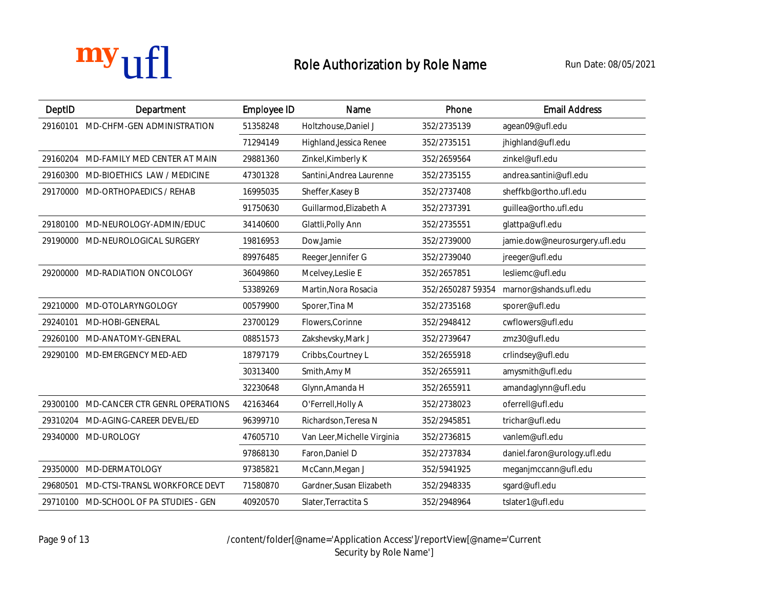# Role Authorization by Role Name

Run Date: 08/05/2021

| DeptID | Department | Employee ID | Name | Phone | Email Address |
|---|---|---|---|---|---|
| 29160101 | MD-CHFM-GEN ADMINISTRATION | 51358248 | Holtzhouse,Daniel J | 352/2735139 | agean09@ufl.edu |
| | | 71294149 | Highland,Jessica Renee | 352/2735151 | jhighland@ufl.edu |
| 29160204 | MD-FAMILY MED CENTER AT MAIN | 29881360 | Zinkel,Kimberly K | 352/2659564 | zinkel@ufl.edu |
| 29160300 | MD-BIOETHICS LAW / MEDICINE | 47301328 | Santini,Andrea Laurenne | 352/2735155 | andrea.santini@ufl.edu |
| 29170000 | MD-ORTHOPAEDICS / REHAB | 16995035 | Sheffer,Kasey B | 352/2737408 | sheffkb@ortho.ufl.edu |
| | | 91750630 | Guillarmod,Elizabeth A | 352/2737391 | guillea@ortho.ufl.edu |
| 29180100 | MD-NEUROLOGY-ADMIN/EDUC | 34140600 | Glattli,Polly Ann | 352/2735551 | glattpa@ufl.edu |
| 29190000 | MD-NEUROLOGICAL SURGERY | 19816953 | Dow,Jamie | 352/2739000 | jamie.dow@neurosurgery.ufl.edu |
| | | 89976485 | Reeger,Jennifer G | 352/2739040 | jreeger@ufl.edu |
| 29200000 | MD-RADIATION ONCOLOGY | 36049860 | Mcelvey,Leslie E | 352/2657851 | lesliemc@ufl.edu |
| | | 53389269 | Martin,Nora Rosacia | 352/2650287 59354 | marnor@shands.ufl.edu |
| 29210000 | MD-OTOLARYNGOLOGY | 00579900 | Sporer,Tina M | 352/2735168 | sporer@ufl.edu |
| 29240101 | MD-HOBI-GENERAL | 23700129 | Flowers,Corinne | 352/2948412 | cwflowers@ufl.edu |
| 29260100 | MD-ANATOMY-GENERAL | 08851573 | Zakshevsky,Mark J | 352/2739647 | zmz30@ufl.edu |
| 29290100 | MD-EMERGENCY MED-AED | 18797179 | Cribbs,Courtney L | 352/2655918 | crlindsey@ufl.edu |
| | | 30313400 | Smith,Amy M | 352/2655911 | amysmith@ufl.edu |
| | | 32230648 | Glynn,Amanda H | 352/2655911 | amandaglynn@ufl.edu |
| 29300100 | MD-CANCER CTR GENRL OPERATIONS | 42163464 | O'Ferrell,Holly A | 352/2738023 | oferrell@ufl.edu |
| 29310204 | MD-AGING-CAREER DEVEL/ED | 96399710 | Richardson,Teresa N | 352/2945851 | trichar@ufl.edu |
| 29340000 | MD-UROLOGY | 47605710 | Van Leer,Michelle Virginia | 352/2736815 | vanlem@ufl.edu |
| | | 97868130 | Faron,Daniel D | 352/2737834 | daniel.faron@urology.ufl.edu |
| 29350000 | MD-DERMATOLOGY | 97385821 | McCann,Megan J | 352/5941925 | meganjmccann@ufl.edu |
| 29680501 | MD-CTSI-TRANSL WORKFORCE DEVT | 71580870 | Gardner,Susan Elizabeth | 352/2948335 | sgard@ufl.edu |
| 29710100 | MD-SCHOOL OF PA STUDIES - GEN | 40920570 | Slater,Terractita S | 352/2948964 | tslater1@ufl.edu |

/content/folder[@name='Application Access']/reportView[@name='Current Security by Role Name']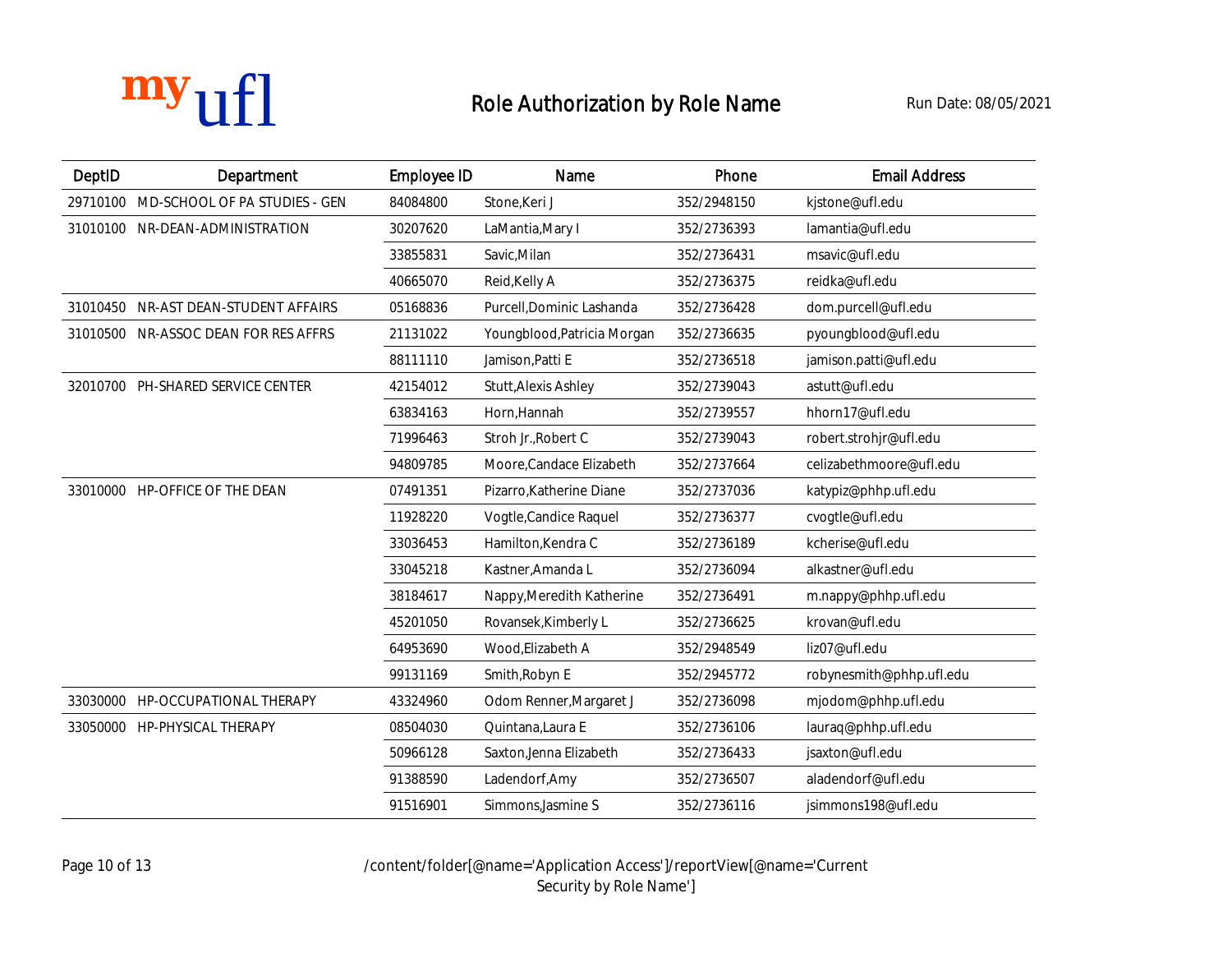# Role Authorization by Role Name

Run Date: 08/05/2021

| DeptID | Department | Employee ID | Name | Phone | Email Address |
|---|---|---|---|---|---|
| 29710100 | MD-SCHOOL OF PA STUDIES - GEN | 84084800 | Stone,Keri J | 352/2948150 | kjstone@ufl.edu |
| 31010100 | NR-DEAN-ADMINISTRATION | 30207620 | LaMantia,Mary I | 352/2736393 | lamantia@ufl.edu |
| | | 33855831 | Savic,Milan | 352/2736431 | msavic@ufl.edu |
| | | 40665070 | Reid,Kelly A | 352/2736375 | reidka@ufl.edu |
| 31010450 | NR-AST DEAN-STUDENT AFFAIRS | 05168836 | Purcell,Dominic Lashanda | 352/2736428 | dom.purcell@ufl.edu |
| 31010500 | NR-ASSOC DEAN FOR RES AFFRS | 21131022 | Youngblood,Patricia Morgan | 352/2736635 | pyoungblood@ufl.edu |
| | | 88111110 | Jamison,Patti E | 352/2736518 | jamison.patti@ufl.edu |
| 32010700 | PH-SHARED SERVICE CENTER | 42154012 | Stutt,Alexis Ashley | 352/2739043 | astutt@ufl.edu |
| | | 63834163 | Horn,Hannah | 352/2739557 | hhorn17@ufl.edu |
| | | 71996463 | Stroh Jr.,Robert C | 352/2739043 | robert.strohjr@ufl.edu |
| | | 94809785 | Moore,Candace Elizabeth | 352/2737664 | celizabethmoore@ufl.edu |
| 33010000 | HP-OFFICE OF THE DEAN | 07491351 | Pizarro,Katherine Diane | 352/2737036 | katypiz@phhp.ufl.edu |
| | | 11928220 | Vogtle,Candice Raquel | 352/2736377 | cvogtle@ufl.edu |
| | | 33036453 | Hamilton,Kendra C | 352/2736189 | kcherise@ufl.edu |
| | | 33045218 | Kastner,Amanda L | 352/2736094 | alkastner@ufl.edu |
| | | 38184617 | Nappy,Meredith Katherine | 352/2736491 | m.nappy@phhp.ufl.edu |
| | | 45201050 | Rovansek,Kimberly L | 352/2736625 | krovan@ufl.edu |
| | | 64953690 | Wood,Elizabeth A | 352/2948549 | liz07@ufl.edu |
| | | 99131169 | Smith,Robyn E | 352/2945772 | robynesmith@phhp.ufl.edu |
| 33030000 | HP-OCCUPATIONAL THERAPY | 43324960 | Odom Renner,Margaret J | 352/2736098 | mjodom@phhp.ufl.edu |
| 33050000 | HP-PHYSICAL THERAPY | 08504030 | Quintana,Laura E | 352/2736106 | lauraq@phhp.ufl.edu |
| | | 50966128 | Saxton,Jenna Elizabeth | 352/2736433 | jsaxton@ufl.edu |
| | | 91388590 | Ladendorf,Amy | 352/2736507 | aladendorf@ufl.edu |
| | | 91516901 | Simmons,Jasmine S | 352/2736116 | jsimmons198@ufl.edu |

/content/folder[@name='Application Access']/reportView[@name='Current Security by Role Name']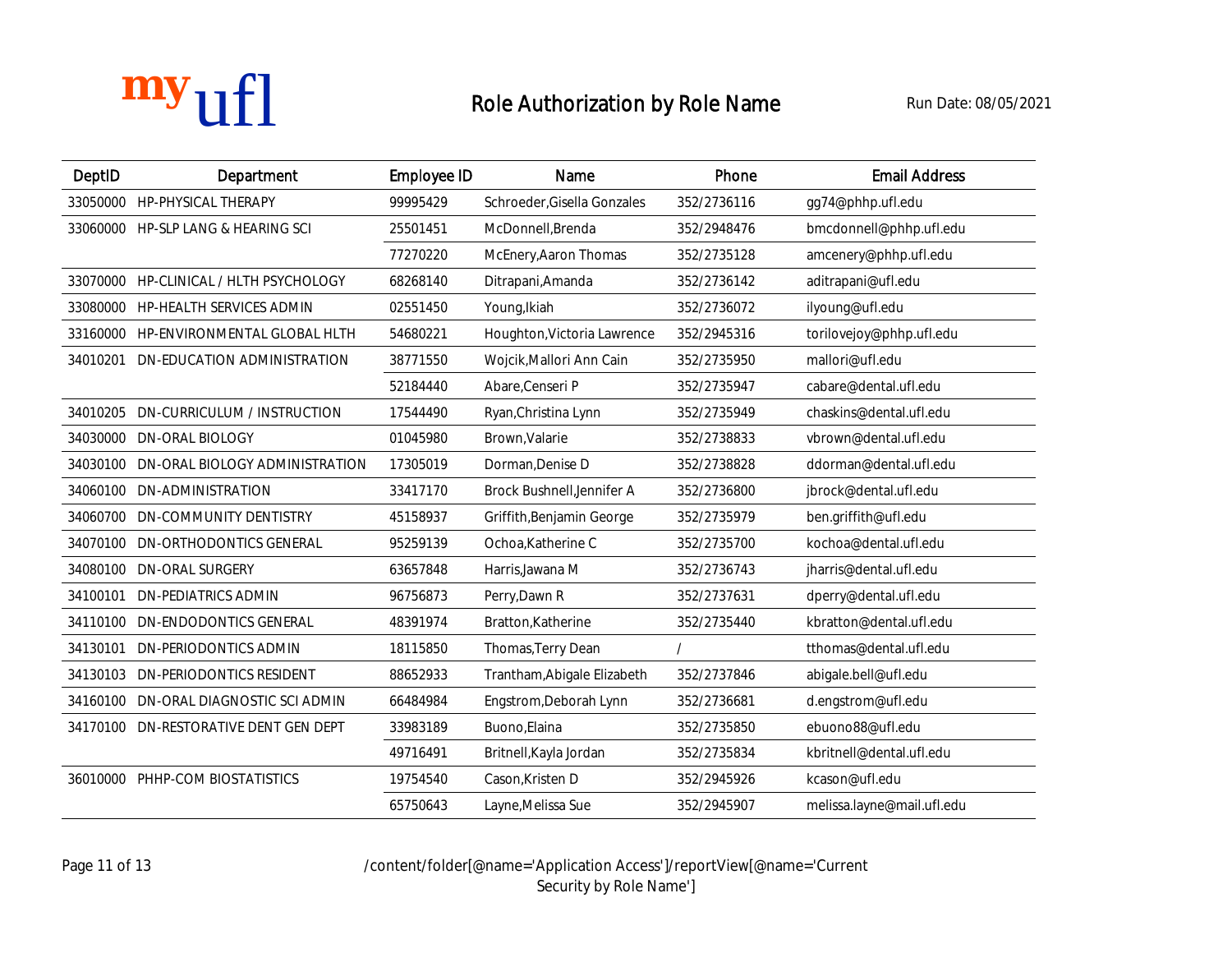# Role Authorization by Role Name

Run Date: 08/05/2021

| DeptID | Department | Employee ID | Name | Phone | Email Address |
|---|---|---|---|---|---|
| 33050000 | HP-PHYSICAL THERAPY | 99995429 | Schroeder,Gisella Gonzales | 352/2736116 | gg74@phhp.ufl.edu |
| 33060000 | HP-SLP LANG & HEARING SCI | 25501451 | McDonnell,Brenda | 352/2948476 | bmcdonnell@phhp.ufl.edu |
| | | 77270220 | McEnery,Aaron Thomas | 352/2735128 | amcenery@phhp.ufl.edu |
| 33070000 | HP-CLINICAL / HLTH PSYCHOLOGY | 68268140 | Ditrapani,Amanda | 352/2736142 | aditrapani@ufl.edu |
| 33080000 | HP-HEALTH SERVICES ADMIN | 02551450 | Young,Ikiah | 352/2736072 | ilyoung@ufl.edu |
| 33160000 | HP-ENVIRONMENTAL GLOBAL HLTH | 54680221 | Houghton,Victoria Lawrence | 352/2945316 | torilovejoy@phhp.ufl.edu |
| 34010201 | DN-EDUCATION ADMINISTRATION | 38771550 | Wojcik,Mallori Ann Cain | 352/2735950 | mallori@ufl.edu |
| | | 52184440 | Abare,Censeri P | 352/2735947 | cabare@dental.ufl.edu |
| 34010205 | DN-CURRICULUM / INSTRUCTION | 17544490 | Ryan,Christina Lynn | 352/2735949 | chaskins@dental.ufl.edu |
| 34030000 | DN-ORAL BIOLOGY | 01045980 | Brown,Valarie | 352/2738833 | vbrown@dental.ufl.edu |
| 34030100 | DN-ORAL BIOLOGY ADMINISTRATION | 17305019 | Dorman,Denise D | 352/2738828 | ddorman@dental.ufl.edu |
| 34060100 | DN-ADMINISTRATION | 33417170 | Brock Bushnell,Jennifer A | 352/2736800 | jbrock@dental.ufl.edu |
| 34060700 | DN-COMMUNITY DENTISTRY | 45158937 | Griffith,Benjamin George | 352/2735979 | ben.griffith@ufl.edu |
| 34070100 | DN-ORTHODONTICS GENERAL | 95259139 | Ochoa,Katherine C | 352/2735700 | kochoa@dental.ufl.edu |
| 34080100 | DN-ORAL SURGERY | 63657848 | Harris,Jawana M | 352/2736743 | jharris@dental.ufl.edu |
| 34100101 | DN-PEDIATRICS ADMIN | 96756873 | Perry,Dawn R | 352/2737631 | dperry@dental.ufl.edu |
| 34110100 | DN-ENDODONTICS GENERAL | 48391974 | Bratton,Katherine | 352/2735440 | kbratton@dental.ufl.edu |
| 34130101 | DN-PERIODONTICS ADMIN | 18115850 | Thomas,Terry Dean | / | tthomas@dental.ufl.edu |
| 34130103 | DN-PERIODONTICS RESIDENT | 88652933 | Trantham,Abigale Elizabeth | 352/2737846 | abigale.bell@ufl.edu |
| 34160100 | DN-ORAL DIAGNOSTIC SCI ADMIN | 66484984 | Engstrom,Deborah Lynn | 352/2736681 | d.engstrom@ufl.edu |
| 34170100 | DN-RESTORATIVE DENT GEN DEPT | 33983189 | Buono,Elaina | 352/2735850 | ebuono88@ufl.edu |
| | | 49716491 | Britnell,Kayla Jordan | 352/2735834 | kbritnell@dental.ufl.edu |
| 36010000 | PHHP-COM BIOSTATISTICS | 19754540 | Cason,Kristen D | 352/2945926 | kcason@ufl.edu |
| | | 65750643 | Layne,Melissa Sue | 352/2945907 | melissa.layne@mail.ufl.edu |

/content/folder[@name='Application Access']/reportView[@name='Current Security by Role Name']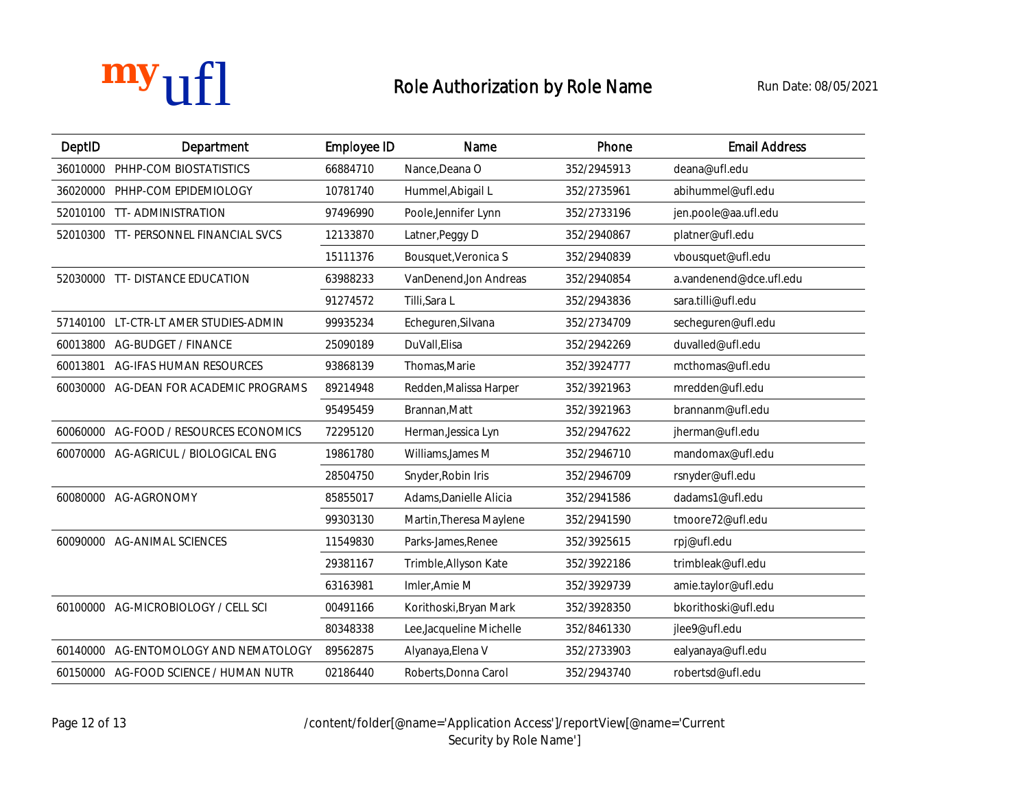# Role Authorization by Role Name

Run Date: 08/05/2021

| DeptID | Department | Employee ID | Name | Phone | Email Address |
|---|---|---|---|---|---|
| 36010000 | PHHP-COM BIOSTATISTICS | 66884710 | Nance,Deana O | 352/2945913 | deana@ufl.edu |
| 36020000 | PHHP-COM EPIDEMIOLOGY | 10781740 | Hummel,Abigail L | 352/2735961 | abihummel@ufl.edu |
| 52010100 | TT- ADMINISTRATION | 97496990 | Poole,Jennifer Lynn | 352/2733196 | jen.poole@aa.ufl.edu |
| 52010300 | TT- PERSONNEL FINANCIAL SVCS | 12133870 | Latner,Peggy D | 352/2940867 | platner@ufl.edu |
| | | 15111376 | Bousquet,Veronica S | 352/2940839 | vbousquet@ufl.edu |
| 52030000 | TT- DISTANCE EDUCATION | 63988233 | VanDenend,Jon Andreas | 352/2940854 | a.vandenend@dce.ufl.edu |
| | | 91274572 | Tilli,Sara L | 352/2943836 | sara.tilli@ufl.edu |
| 57140100 | LT-CTR-LT AMER STUDIES-ADMIN | 99935234 | Echeguren,Silvana | 352/2734709 | secheguren@ufl.edu |
| 60013800 | AG-BUDGET / FINANCE | 25090189 | DuVall,Elisa | 352/2942269 | duvalled@ufl.edu |
| 60013801 | AG-IFAS HUMAN RESOURCES | 93868139 | Thomas,Marie | 352/3924777 | mcthomas@ufl.edu |
| 60030000 | AG-DEAN FOR ACADEMIC PROGRAMS | 89214948 | Redden,Malissa Harper | 352/3921963 | mredden@ufl.edu |
| | | 95495459 | Brannan,Matt | 352/3921963 | brannanm@ufl.edu |
| 60060000 | AG-FOOD / RESOURCES ECONOMICS | 72295120 | Herman,Jessica Lyn | 352/2947622 | jherman@ufl.edu |
| 60070000 | AG-AGRICUL / BIOLOGICAL ENG | 19861780 | Williams,James M | 352/2946710 | mandomax@ufl.edu |
| | | 28504750 | Snyder,Robin Iris | 352/2946709 | rsnyder@ufl.edu |
| 60080000 | AG-AGRONOMY | 85855017 | Adams,Danielle Alicia | 352/2941586 | dadams1@ufl.edu |
| | | 99303130 | Martin,Theresa Maylene | 352/2941590 | tmoore72@ufl.edu |
| 60090000 | AG-ANIMAL SCIENCES | 11549830 | Parks-James,Renee | 352/3925615 | rpj@ufl.edu |
| | | 29381167 | Trimble,Allyson Kate | 352/3922186 | trimbleak@ufl.edu |
| | | 63163981 | Imler,Amie M | 352/3929739 | amie.taylor@ufl.edu |
| 60100000 | AG-MICROBIOLOGY / CELL SCI | 00491166 | Korithoski,Bryan Mark | 352/3928350 | bkorithoski@ufl.edu |
| | | 80348338 | Lee,Jacqueline Michelle | 352/8461330 | jlee9@ufl.edu |
| 60140000 | AG-ENTOMOLOGY AND NEMATOLOGY | 89562875 | Alyanaya,Elena V | 352/2733903 | ealyanaya@ufl.edu |
| 60150000 | AG-FOOD SCIENCE / HUMAN NUTR | 02186440 | Roberts,Donna Carol | 352/2943740 | robertsd@ufl.edu |

/content/folder[@name='Application Access']/reportView[@name='Current Security by Role Name']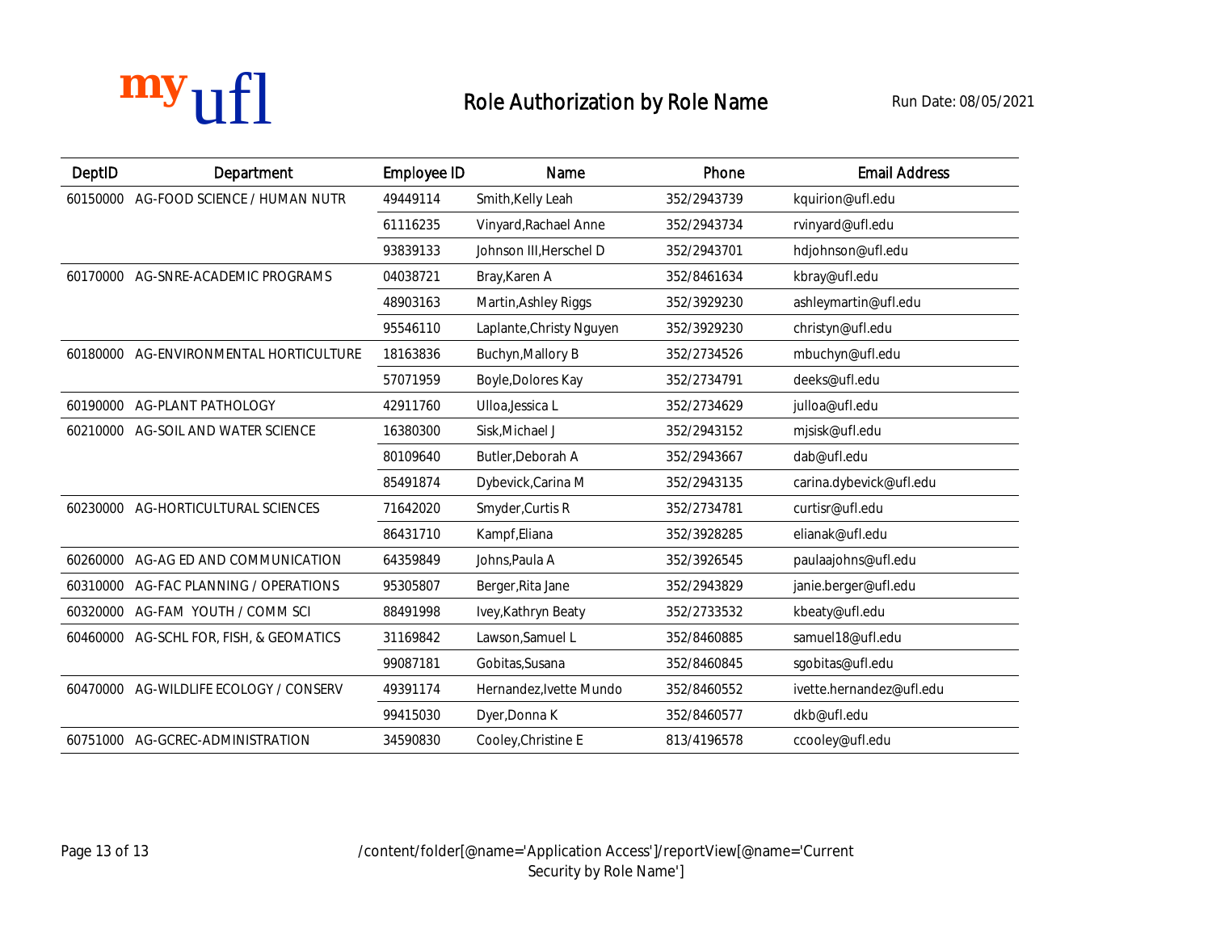myufl

# Role Authorization by Role Name

Run Date: 08/05/2021

| DeptID | Department | Employee ID | Name | Phone | Email Address |
|---|---|---|---|---|---|
| 60150000 | AG-FOOD SCIENCE / HUMAN NUTR | 49449114 | Smith,Kelly Leah | 352/2943739 | kquirion@ufl.edu |
| | | 61116235 | Vinyard,Rachael Anne | 352/2943734 | rvinyard@ufl.edu |
| | | 93839133 | Johnson III,Herschel D | 352/2943701 | hdjohnson@ufl.edu |
| 60170000 | AG-SNRE-ACADEMIC PROGRAMS | 04038721 | Bray,Karen A | 352/8461634 | kbray@ufl.edu |
| | | 48903163 | Martin,Ashley Riggs | 352/3929230 | ashleymartin@ufl.edu |
| | | 95546110 | Laplante,Christy Nguyen | 352/3929230 | christyn@ufl.edu |
| 60180000 | AG-ENVIRONMENTAL HORTICULTURE | 18163836 | Buchyn,Mallory B | 352/2734526 | mbuchyn@ufl.edu |
| | | 57071959 | Boyle,Dolores Kay | 352/2734791 | deeks@ufl.edu |
| 60190000 | AG-PLANT PATHOLOGY | 42911760 | Ulloa,Jessica L | 352/2734629 | julloa@ufl.edu |
| 60210000 | AG-SOIL AND WATER SCIENCE | 16380300 | Sisk,Michael J | 352/2943152 | mjsisk@ufl.edu |
| | | 80109640 | Butler,Deborah A | 352/2943667 | dab@ufl.edu |
| | | 85491874 | Dybevick,Carina M | 352/2943135 | carina.dybevick@ufl.edu |
| 60230000 | AG-HORTICULTURAL SCIENCES | 71642020 | Smyder,Curtis R | 352/2734781 | curtisr@ufl.edu |
| | | 86431710 | Kampf,Eliana | 352/3928285 | elianak@ufl.edu |
| 60260000 | AG-AG ED AND COMMUNICATION | 64359849 | Johns,Paula A | 352/3926545 | paulaajohns@ufl.edu |
| 60310000 | AG-FAC PLANNING / OPERATIONS | 95305807 | Berger,Rita Jane | 352/2943829 | janie.berger@ufl.edu |
| 60320000 | AG-FAM YOUTH / COMM SCI | 88491998 | Ivey,Kathryn Beaty | 352/2733532 | kbeaty@ufl.edu |
| 60460000 | AG-SCHL FOR, FISH, & GEOMATICS | 31169842 | Lawson,Samuel L | 352/8460885 | samuel18@ufl.edu |
| | | 99087181 | Gobitas,Susana | 352/8460845 | sgobitas@ufl.edu |
| 60470000 | AG-WILDLIFE ECOLOGY / CONSERV | 49391174 | Hernandez,Ivette Mundo | 352/8460552 | ivette.hernandez@ufl.edu |
| | | 99415030 | Dyer,Donna K | 352/8460577 | dkb@ufl.edu |
| 60751000 | AG-GCREC-ADMINISTRATION | 34590830 | Cooley,Christine E | 813/4196578 | ccooley@ufl.edu |

/content/folder[@name='Application Access']/reportView[@name='Current Security by Role Name']